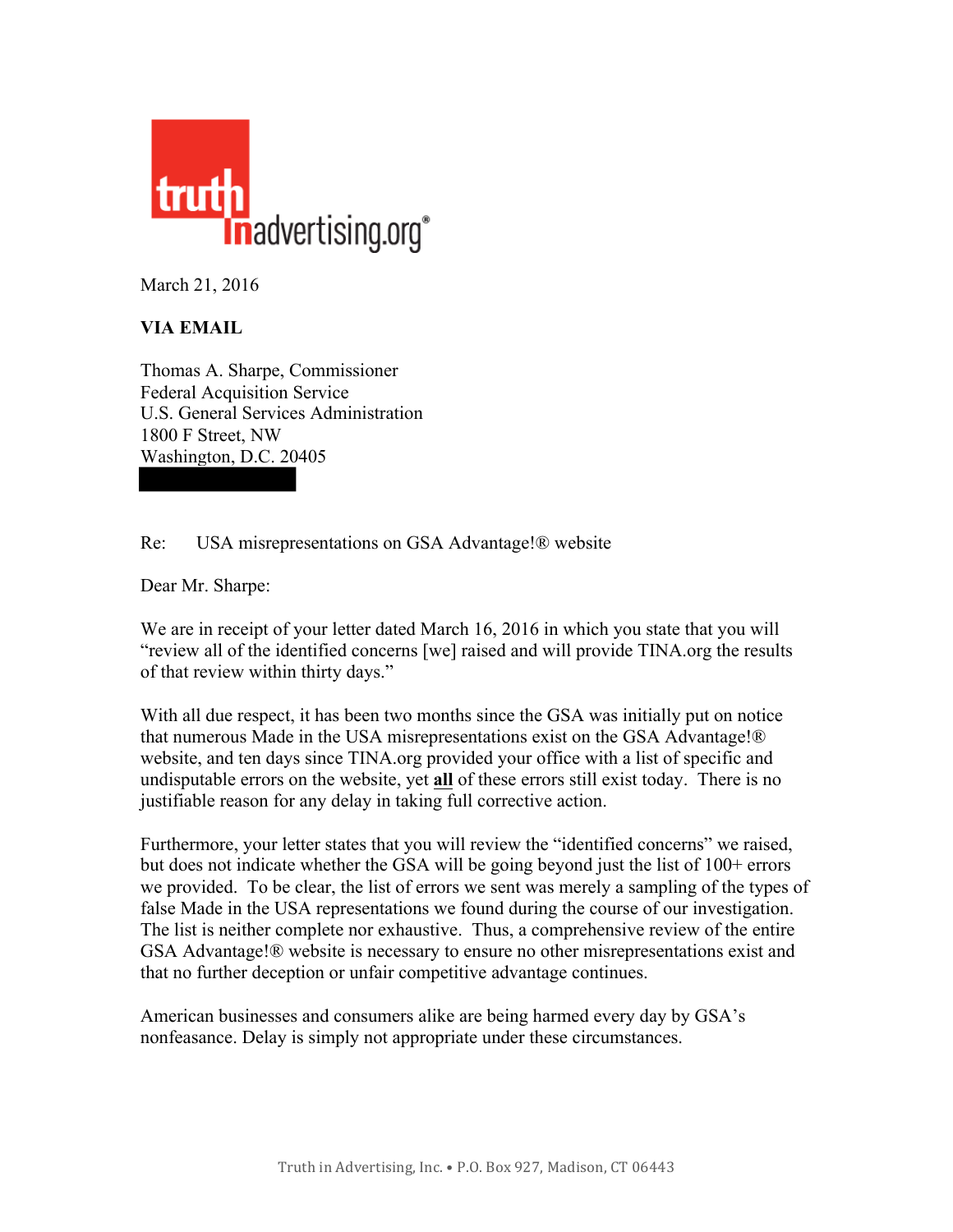truth in advertising.org®

March 21, 2016

**VIA EMAIL**

Thomas A. Sharpe, Commissioner
Federal Acquisition Service
U.S. General Services Administration
1800 F Street, NW
Washington, D.C. 20405

Re: USA misrepresentations on GSA Advantage!® website

Dear Mr. Sharpe:

We are in receipt of your letter dated March 16, 2016 in which you state that you will "review all of the identified concerns [we] raised and will provide TINA.org the results of that review within thirty days."

With all due respect, it has been two months since the GSA was initially put on notice that numerous Made in the USA misrepresentations exist on the GSA Advantage!® website, and ten days since TINA.org provided your office with a list of specific and undisputable errors on the website, yet **all** of these errors still exist today. There is no justifiable reason for any delay in taking full corrective action.

Furthermore, your letter states that you will review the "identified concerns" we raised, but does not indicate whether the GSA will be going beyond just the list of 100+ errors we provided. To be clear, the list of errors we sent was merely a sampling of the types of false Made in the USA representations we found during the course of our investigation. The list is neither complete nor exhaustive. Thus, a comprehensive review of the entire GSA Advantage!® website is necessary to ensure no other misrepresentations exist and that no further deception or unfair competitive advantage continues.

American businesses and consumers alike are being harmed every day by GSA's nonfeasance. Delay is simply not appropriate under these circumstances.

Truth in Advertising, Inc. • P.O. Box 927, Madison, CT 06443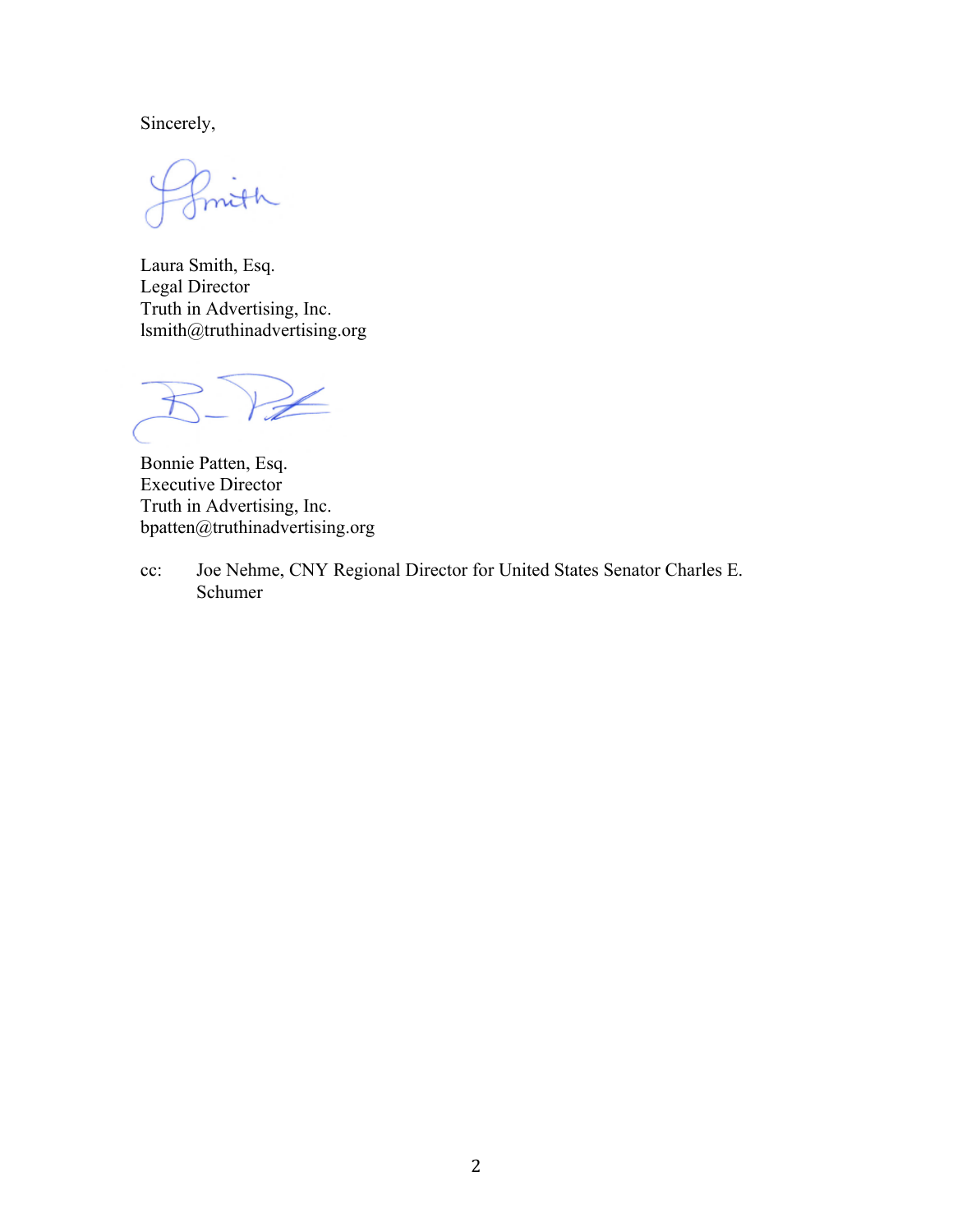Sincerely,

Laura Smith, Esq.
Legal Director
Truth in Advertising, Inc.
lsmith@truthinadvertising.org

Bonnie Patten, Esq.
Executive Director
Truth in Advertising, Inc.
bpatten@truthinadvertising.org

cc: Joe Nehme, CNY Regional Director for United States Senator Charles E. Schumer